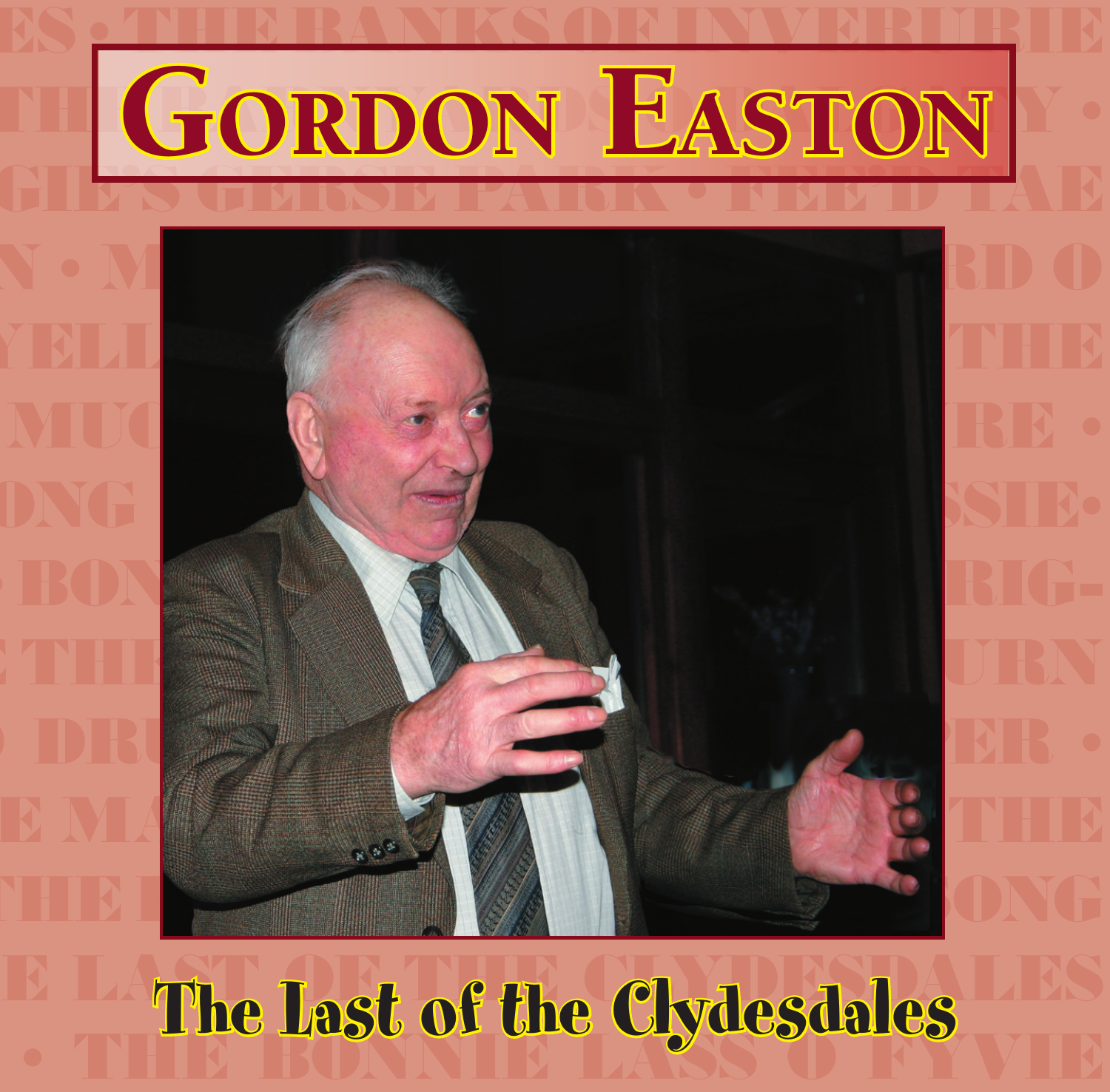# Gordon Easton

## The Last of the Clydesdales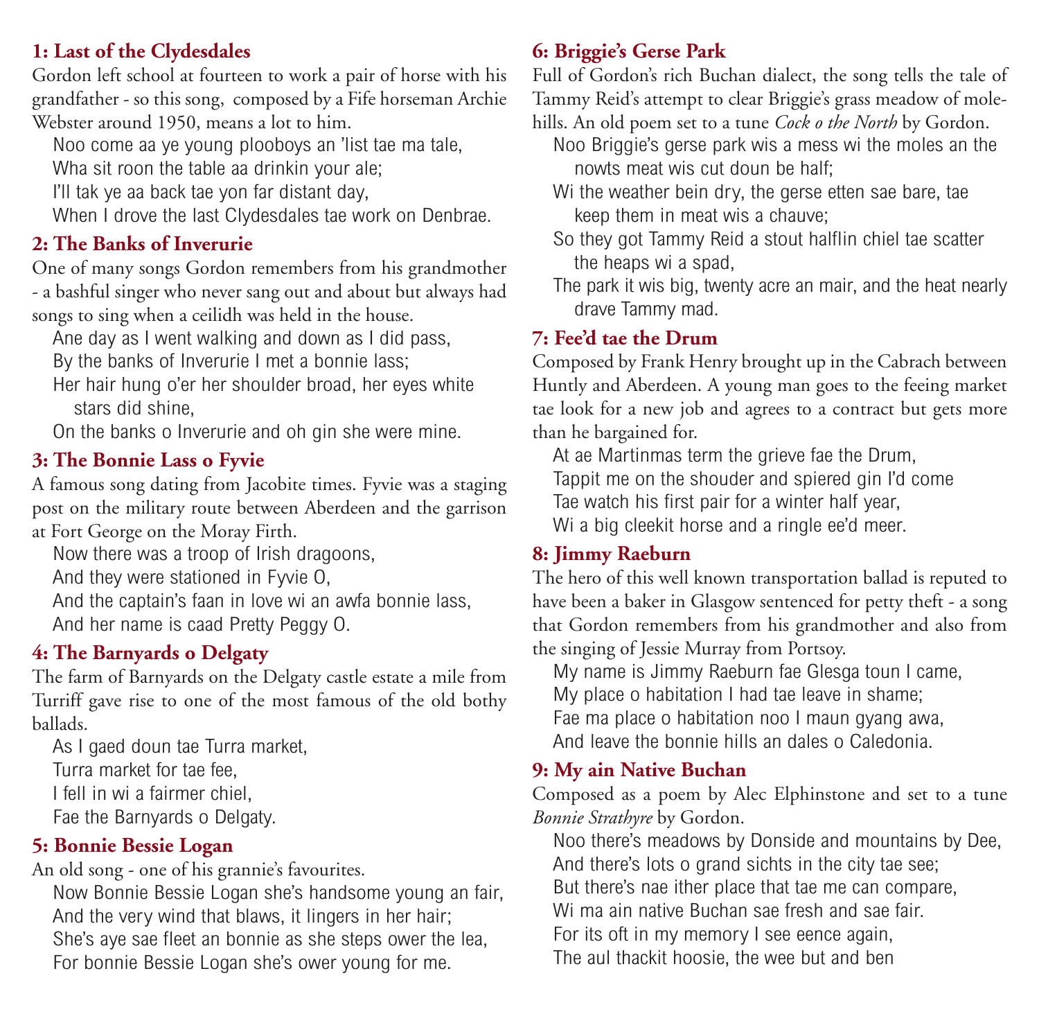### 1: Last of the Clydesdales

Gordon left school at fourteen to work a pair of horse with his grandfather - so this song, composed by a Fife horseman Archie Webster around 1950, means a lot to him.

Noo come aa ye young plooboys an 'list tae ma tale,
Wha sit roon the table aa drinkin your ale;
I'll tak ye aa back tae yon far distant day,
When I drove the last Clydesdales tae work on Denbrae.

### 2: The Banks of Inverurie

One of many songs Gordon remembers from his grandmother - a bashful singer who never sang out and about but always had songs to sing when a ceilidh was held in the house.

Ane day as I went walking and down as I did pass,
By the banks of Inverurie I met a bonnie lass;
Her hair hung o'er her shoulder broad, her eyes white stars did shine,
On the banks o Inverurie and oh gin she were mine.

### 3: The Bonnie Lass o Fyvie

A famous song dating from Jacobite times. Fyvie was a staging post on the military route between Aberdeen and the garrison at Fort George on the Moray Firth.

Now there was a troop of Irish dragoons,
And they were stationed in Fyvie O,
And the captain's faan in love wi an awfa bonnie lass,
And her name is caad Pretty Peggy O.

### 4: The Barnyards o Delgaty

The farm of Barnyards on the Delgaty castle estate a mile from Turriff gave rise to one of the most famous of the old bothy ballads.

As I gaed doun tae Turra market,
Turra market for tae fee,
I fell in wi a fairmer chiel,
Fae the Barnyards o Delgaty.

### 5: Bonnie Bessie Logan

An old song - one of his grannie's favourites.

Now Bonnie Bessie Logan she's handsome young an fair,
And the very wind that blaws, it lingers in her hair;
She's aye sae fleet an bonnie as she steps ower the lea,
For bonnie Bessie Logan she's ower young for me.

### 6: Briggie's Gerse Park

Full of Gordon's rich Buchan dialect, the song tells the tale of Tammy Reid's attempt to clear Briggie's grass meadow of mole-hills. An old poem set to a tune *Cock o the North* by Gordon.

Noo Briggie's gerse park wis a mess wi the moles an the nowts meat wis cut doun be half;
Wi the weather bein dry, the gerse etten sae bare, tae keep them in meat wis a chauve;
So they got Tammy Reid a stout halflin chiel tae scatter the heaps wi a spad,
The park it wis big, twenty acre an mair, and the heat nearly drave Tammy mad.

### 7: Fee'd tae the Drum

Composed by Frank Henry brought up in the Cabrach between Huntly and Aberdeen. A young man goes to the feeing market tae look for a new job and agrees to a contract but gets more than he bargained for.

At ae Martinmas term the grieve fae the Drum,
Tappit me on the shouder and spiered gin I'd come
Tae watch his first pair for a winter half year,
Wi a big cleekit horse and a ringle ee'd meer.

### 8: Jimmy Raeburn

The hero of this well known transportation ballad is reputed to have been a baker in Glasgow sentenced for petty theft - a song that Gordon remembers from his grandmother and also from the singing of Jessie Murray from Portsoy.

My name is Jimmy Raeburn fae Glesga toun I came,
My place o habitation I had tae leave in shame;
Fae ma place o habitation noo I maun gyang awa,
And leave the bonnie hills an dales o Caledonia.

### 9: My ain Native Buchan

Composed as a poem by Alec Elphinstone and set to a tune *Bonnie Strathyre* by Gordon.

Noo there's meadows by Donside and mountains by Dee,
And there's lots o grand sichts in the city tae see;
But there's nae ither place that tae me can compare,
Wi ma ain native Buchan sae fresh and sae fair.
For its oft in my memory I see eence again,
The aul thackit hoosie, the wee but and ben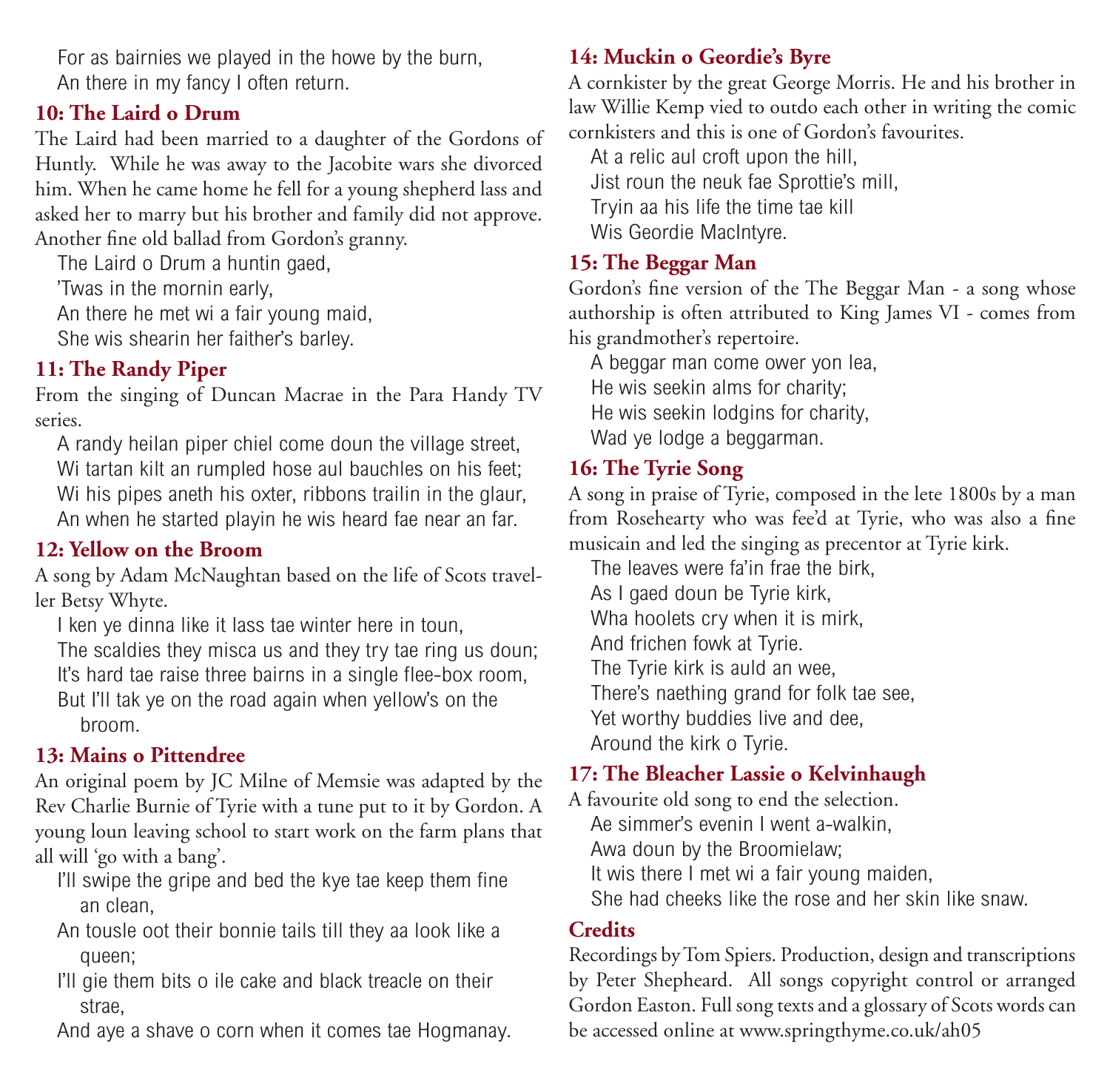For as bairnies we played in the howe by the burn,
An there in my fancy I often return.

### 10: The Laird o Drum

The Laird had been married to a daughter of the Gordons of Huntly. While he was away to the Jacobite wars she divorced him. When he came home he fell for a young shepherd lass and asked her to marry but his brother and family did not approve. Another fine old ballad from Gordon's granny.

The Laird o Drum a huntin gaed,
'Twas in the mornin early,
An there he met wi a fair young maid,
She wis shearin her faither's barley.

### 11: The Randy Piper

From the singing of Duncan Macrae in the Para Handy TV series.

A randy heilan piper chiel come doun the village street,
Wi tartan kilt an rumpled hose aul bauchles on his feet;
Wi his pipes aneth his oxter, ribbons trailin in the glaur,
An when he started playin he wis heard fae near an far.

### 12: Yellow on the Broom

A song by Adam McNaughtan based on the life of Scots traveller Betsy Whyte.

I ken ye dinna like it lass tae winter here in toun,
The scaldies they misca us and they try tae ring us doun;
It's hard tae raise three bairns in a single flee-box room,
But I'll tak ye on the road again when yellow's on the broom.

### 13: Mains o Pittendree

An original poem by JC Milne of Memsie was adapted by the Rev Charlie Burnie of Tyrie with a tune put to it by Gordon. A young loun leaving school to start work on the farm plans that all will 'go with a bang'.

I'll swipe the gripe and bed the kye tae keep them fine an clean,
An tousle oot their bonnie tails till they aa look like a queen;
I'll gie them bits o ile cake and black treacle on their strae,
And aye a shave o corn when it comes tae Hogmanay.

### 14: Muckin o Geordie's Byre

A cornkister by the great George Morris. He and his brother in law Willie Kemp vied to outdo each other in writing the comic cornkisters and this is one of Gordon's favourites.

At a relic aul croft upon the hill,
Jist roun the neuk fae Sprottie's mill,
Tryin aa his life the time tae kill
Wis Geordie MacIntyre.

### 15: The Beggar Man

Gordon's fine version of the The Beggar Man - a song whose authorship is often attributed to King James VI - comes from his grandmother's repertoire.

A beggar man come ower yon lea,
He wis seekin alms for charity;
He wis seekin lodgins for charity,
Wad ye lodge a beggarman.

### 16: The Tyrie Song

A song in praise of Tyrie, composed in the lete 1800s by a man from Rosehearty who was fee'd at Tyrie, who was also a fine musicain and led the singing as precentor at Tyrie kirk.

The leaves were fa'in frae the birk,
As I gaed doun be Tyrie kirk,
Wha hoolets cry when it is mirk,
And frichen fowk at Tyrie.
The Tyrie kirk is auld an wee,
There's naething grand for folk tae see,
Yet worthy buddies live and dee,
Around the kirk o Tyrie.

### 17: The Bleacher Lassie o Kelvinhaugh

A favourite old song to end the selection.

Ae simmer's evenin I went a-walkin,
Awa doun by the Broomielaw;
It wis there I met wi a fair young maiden,
She had cheeks like the rose and her skin like snaw.

### Credits

Recordings by Tom Spiers. Production, design and transcriptions by Peter Shepheard. All songs copyright control or arranged Gordon Easton. Full song texts and a glossary of Scots words can be accessed online at www.springthyme.co.uk/ah05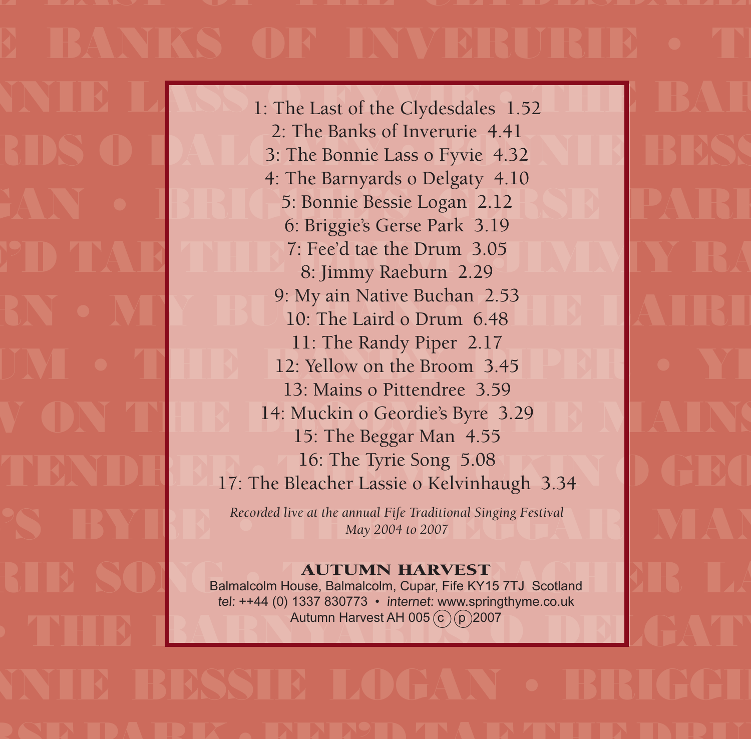1: The Last of the Clydesdales 1.52
2: The Banks of Inverurie 4.41
3: The Bonnie Lass o Fyvie 4.32
4: The Barnyards o Delgaty 4.10
5: Bonnie Bessie Logan 2.12
6: Briggie's Gerse Park 3.19
7: Fee'd tae the Drum 3.05
8: Jimmy Raeburn 2.29
9: My ain Native Buchan 2.53
10: The Laird o Drum 6.48
11: The Randy Piper 2.17
12: Yellow on the Broom 3.45
13: Mains o Pittendree 3.59
14: Muckin o Geordie's Byre 3.29
15: The Beggar Man 4.55
16: The Tyrie Song 5.08
17: The Bleacher Lassie o Kelvinhaugh 3.34

*Recorded live at the annual Fife Traditional Singing Festival*
*May 2004 to 2007*

**AUTUMN HARVEST**
Balmalcolm House, Balmalcolm, Cupar, Fife KY15 7TJ Scotland
*tel:* ++44 (0) 1337 830773 • *internet:* www.springthyme.co.uk
Autumn Harvest AH 005 (c) (p) 2007